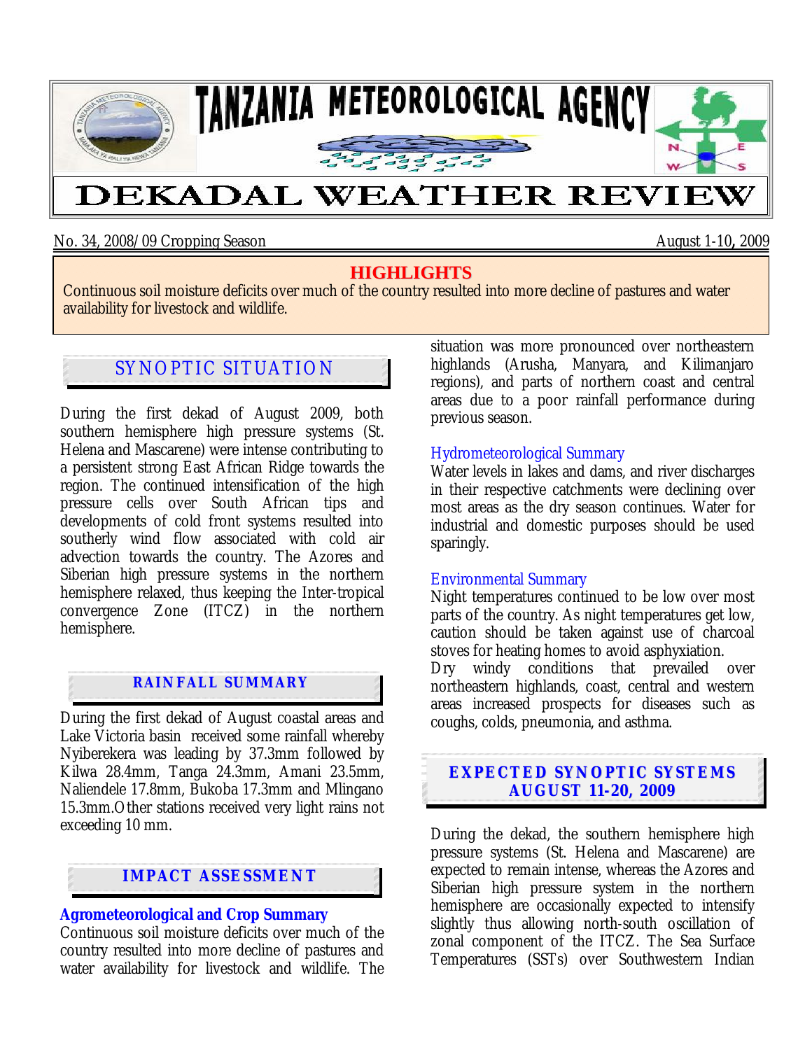# TANZANIA METEOROLOGICAL AGENCY

# DEKADAL WEATHER REVIEW

No. 34, 2008/09 Cropping Season — August 1-10, 2009

## HIGHLIGHTS

Continuous soil moisture deficits over much of the country resulted into more decline of pastures and water availability for livestock and wildlife.

## SYNOPTIC SITUATION

During the first dekad of August 2009, both southern hemisphere high pressure systems (St. Helena and Mascarene) were intense contributing to a persistent strong East African Ridge towards the region. The continued intensification of the high pressure cells over South African tips and developments of cold front systems resulted into southerly wind flow associated with cold air advection towards the country. The Azores and Siberian high pressure systems in the northern hemisphere relaxed, thus keeping the Inter-tropical convergence Zone (ITCZ) in the northern hemisphere.

## RAINFALL SUMMARY

During the first dekad of August coastal areas and Lake Victoria basin received some rainfall whereby Nyiberekera was leading by 37.3mm followed by Kilwa 28.4mm, Tanga 24.3mm, Amani 23.5mm, Naliendele 17.8mm, Bukoba 17.3mm and Mlingano 15.3mm.Other stations received very light rains not exceeding 10 mm.

## IMPACT ASSESSMENT

### Agrometeorological and Crop Summary

Continuous soil moisture deficits over much of the country resulted into more decline of pastures and water availability for livestock and wildlife. The situation was more pronounced over northeastern highlands (Arusha, Manyara, and Kilimanjaro regions), and parts of northern coast and central areas due to a poor rainfall performance during previous season.

### Hydrometeorological Summary

Water levels in lakes and dams, and river discharges in their respective catchments were declining over most areas as the dry season continues. Water for industrial and domestic purposes should be used sparingly.

### Environmental Summary

Night temperatures continued to be low over most parts of the country. As night temperatures get low, caution should be taken against use of charcoal stoves for heating homes to avoid asphyxiation.

Dry windy conditions that prevailed over northeastern highlands, coast, central and western areas increased prospects for diseases such as coughs, colds, pneumonia, and asthma.

## EXPECTED SYNOPTIC SYSTEMS AUGUST 11-20, 2009

During the dekad, the southern hemisphere high pressure systems (St. Helena and Mascarene) are expected to remain intense, whereas the Azores and Siberian high pressure system in the northern hemisphere are occasionally expected to intensify slightly thus allowing north-south oscillation of zonal component of the ITCZ. The Sea Surface Temperatures (SSTs) over Southwestern Indian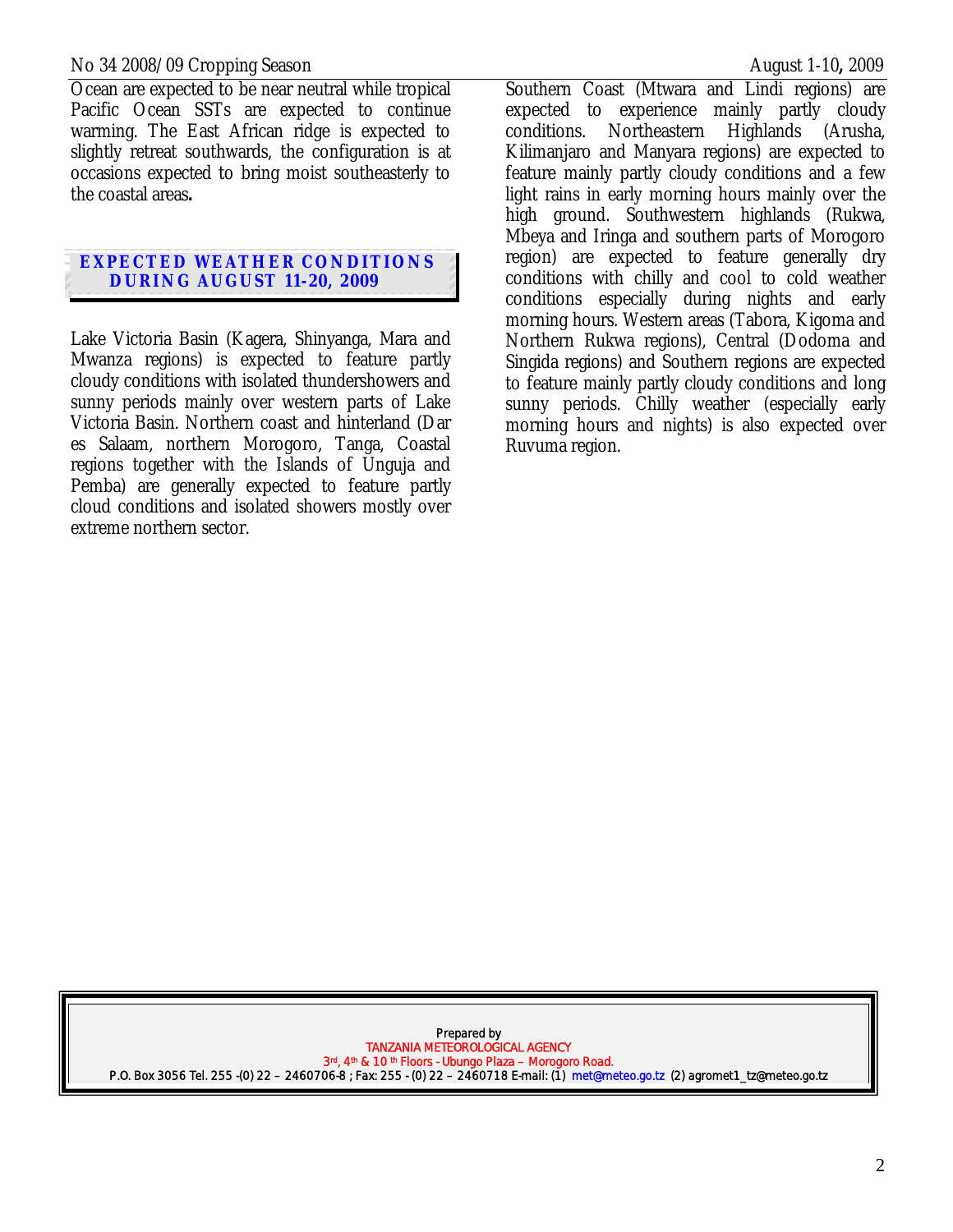Ocean are expected to be near neutral while tropical Pacific Ocean SSTs are expected to continue warming. The East African ridge is expected to slightly retreat southwards, the configuration is at occasions expected to bring moist southeasterly to the coastal areas**.**

## EXPECTED WEATHER CONDITIONS DURING AUGUST 11-20, 2009

Lake Victoria Basin (Kagera, Shinyanga, Mara and Mwanza regions) is expected to feature partly cloudy conditions with isolated thundershowers and sunny periods mainly over western parts of Lake Victoria Basin. Northern coast and hinterland (Dar es Salaam, northern Morogoro, Tanga, Coastal regions together with the Islands of Unguja and Pemba) are generally expected to feature partly cloud conditions and isolated showers mostly over extreme northern sector.

Southern Coast (Mtwara and Lindi regions) are expected to experience mainly partly cloudy conditions. Northeastern Highlands (Arusha, Kilimanjaro and Manyara regions) are expected to feature mainly partly cloudy conditions and a few light rains in early morning hours mainly over the high ground. Southwestern highlands (Rukwa, Mbeya and Iringa and southern parts of Morogoro region) are expected to feature generally dry conditions with chilly and cool to cold weather conditions especially during nights and early morning hours. Western areas (Tabora, Kigoma and Northern Rukwa regions), Central (Dodoma and Singida regions) and Southern regions are expected to feature mainly partly cloudy conditions and long sunny periods. Chilly weather (especially early morning hours and nights) is also expected over Ruvuma region.

Prepared by
TANZANIA METEOROLOGICAL AGENCY
3rd, 4th & 10 th Floors - Ubungo Plaza – Morogoro Road.
P.O. Box 3056 Tel. 255 -(0) 22 – 2460706-8 ; Fax: 255 - (0) 22 – 2460718 E-mail: (1) met@meteo.go.tz (2) agromet1_tz@meteo.go.tz